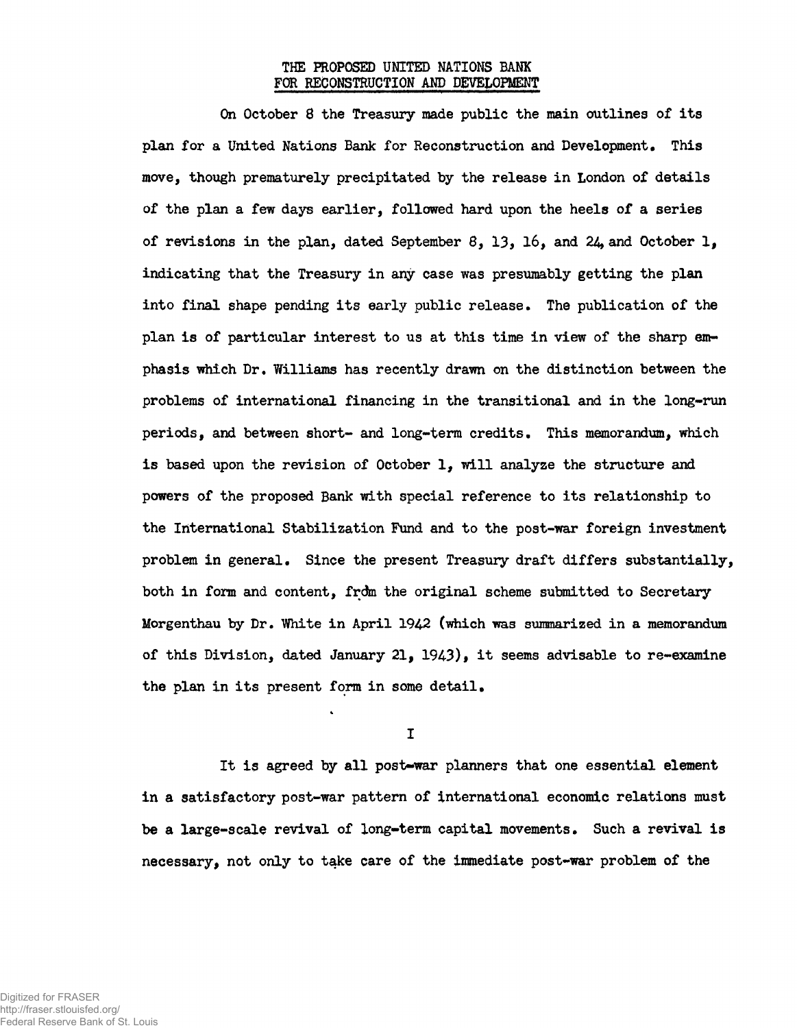# THE PROPOSED UNITED NATIONS BANK FOR RECONSTRUCTION AND DEVELOPMENT

On October 8 the Treasury made public the main outlines of its plan for a United Nations Bank for Reconstruction and Development. This move, though prematurely precipitated by the release in London of details of the plan a few days earlier, followed hard upon the heels of a series of revisions in the plan, dated September 8, 13, 16, and 24, and October 1, indicating that the Treasury in any case was presumably getting the plan into final shape pending its early public release. The publication of the plan is of particular interest to us at this time in view of the sharp emphasis which Dr. Williams has recently drawn on the distinction between the problems of international financing in the transitional and in the long-run periods, and between short- and long-term credits. This memorandum, which is based upon the revision of October 1, will analyze the structure and powers of the proposed Bank with special reference to its relationship to the International Stabilization Fund and to the post-war foreign investment problem in general. Since the present Treasury draft differs substantially, both in form and content, from the original scheme submitted to Secretary Morgenthau by Dr. White in April 1942 (which was summarized in a memorandum of this Division, dated January 21, 1943), it seems advisable to re-examine the plan in its present form in some detail.

## I

It is agreed by all post-war planners that one essential element in a satisfactory post-war pattern of international economic relations must be a large-scale revival of long-term capital movements. Such a revival is necessary, not only to take care of the immediate post-war problem of the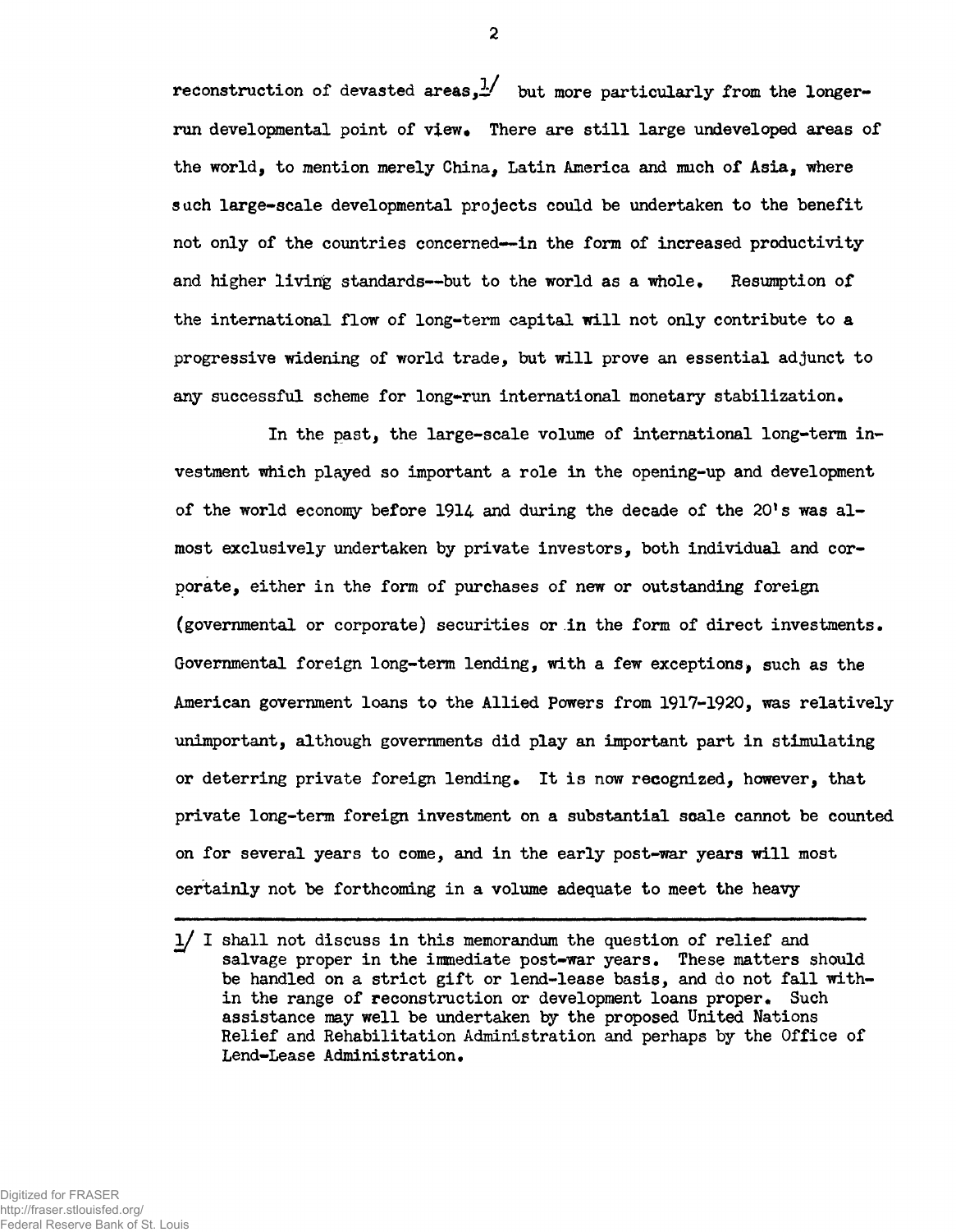reconstruction of devasted areas,[1] but more particularly from the longer-run developmental point of view. There are still large undeveloped areas of the world, to mention merely China, Latin America and much of Asia, where such large-scale developmental projects could be undertaken to the benefit not only of the countries concerned--in the form of increased productivity and higher living standards--but to the world as a whole. Resumption of the international flow of long-term capital will not only contribute to a progressive widening of world trade, but will prove an essential adjunct to any successful scheme for long-run international monetary stabilization.

In the past, the large-scale volume of international long-term investment which played so important a role in the opening-up and development of the world economy before 1914 and during the decade of the 20's was almost exclusively undertaken by private investors, both individual and corporate, either in the form of purchases of new or outstanding foreign (governmental or corporate) securities or in the form of direct investments. Governmental foreign long-term lending, with a few exceptions, such as the American government loans to the Allied Powers from 1917-1920, was relatively unimportant, although governments did play an important part in stimulating or deterring private foreign lending. It is now recognized, however, that private long-term foreign investment on a substantial scale cannot be counted on for several years to come, and in the early post-war years will most certainly not be forthcoming in a volume adequate to meet the heavy

---

[1] I shall not discuss in this memorandum the question of relief and salvage proper in the immediate post-war years. These matters should be handled on a strict gift or lend-lease basis, and do not fall within the range of reconstruction or development loans proper. Such assistance may well be undertaken by the proposed United Nations Relief and Rehabilitation Administration and perhaps by the Office of Lend-Lease Administration.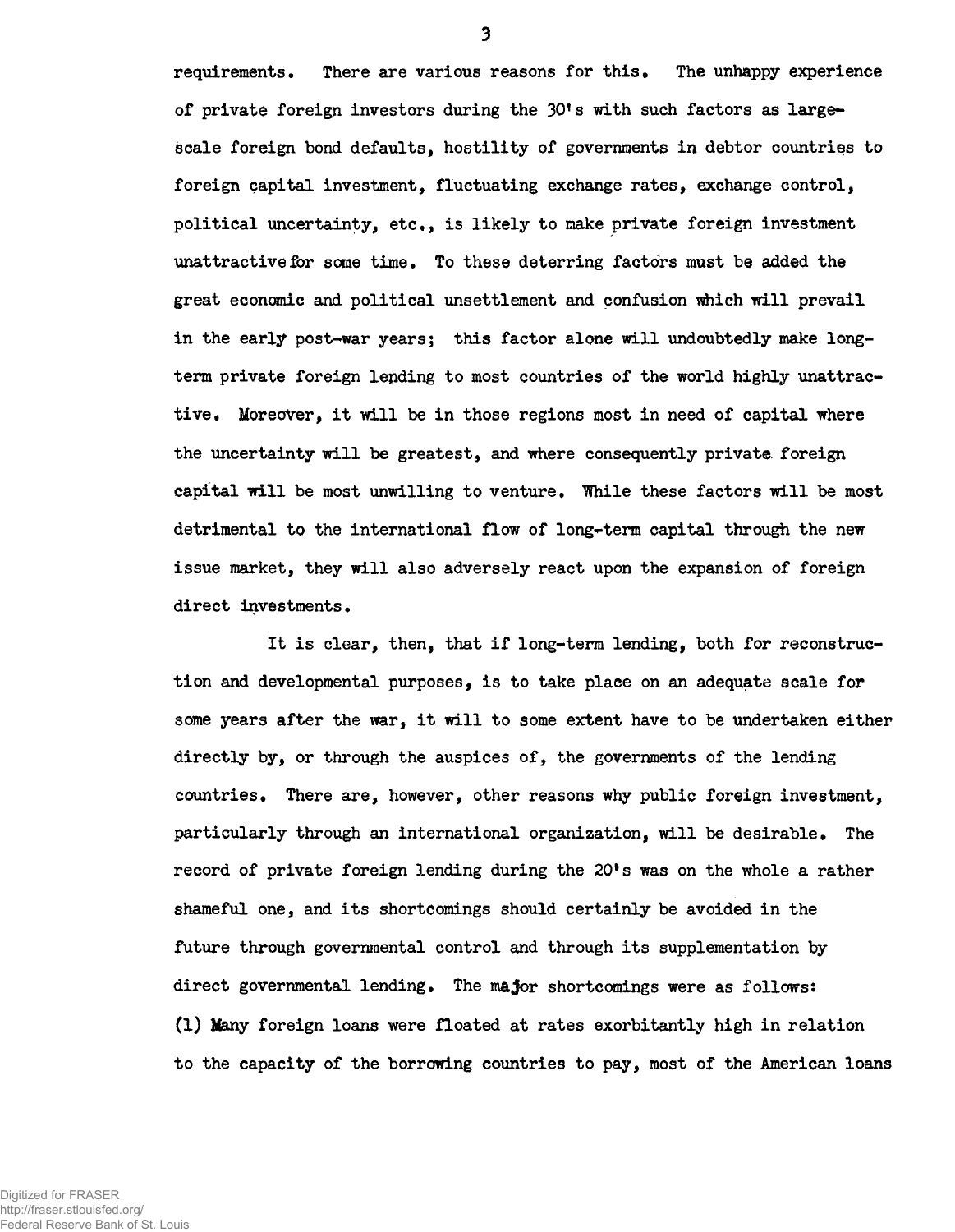requirements. There are various reasons for this. The unhappy experience of private foreign investors during the 30's with such factors as large-scale foreign bond defaults, hostility of governments in debtor countries to foreign capital investment, fluctuating exchange rates, exchange control, political uncertainty, etc., is likely to make private foreign investment unattractive for some time. To these deterring factors must be added the great economic and political unsettlement and confusion which will prevail in the early post-war years; this factor alone will undoubtedly make long-term private foreign lending to most countries of the world highly unattractive. Moreover, it will be in those regions most in need of capital where the uncertainty will be greatest, and where consequently private foreign capital will be most unwilling to venture. While these factors will be most detrimental to the international flow of long-term capital through the new issue market, they will also adversely react upon the expansion of foreign direct investments.

It is clear, then, that if long-term lending, both for reconstruction and developmental purposes, is to take place on an adequate scale for some years after the war, it will to some extent have to be undertaken either directly by, or through the auspices of, the governments of the lending countries. There are, however, other reasons why public foreign investment, particularly through an international organization, will be desirable. The record of private foreign lending during the 20's was on the whole a rather shameful one, and its shortcomings should certainly be avoided in the future through governmental control and through its supplementation by direct governmental lending. The major shortcomings were as follows: (1) Many foreign loans were floated at rates exorbitantly high in relation to the capacity of the borrowing countries to pay, most of the American loans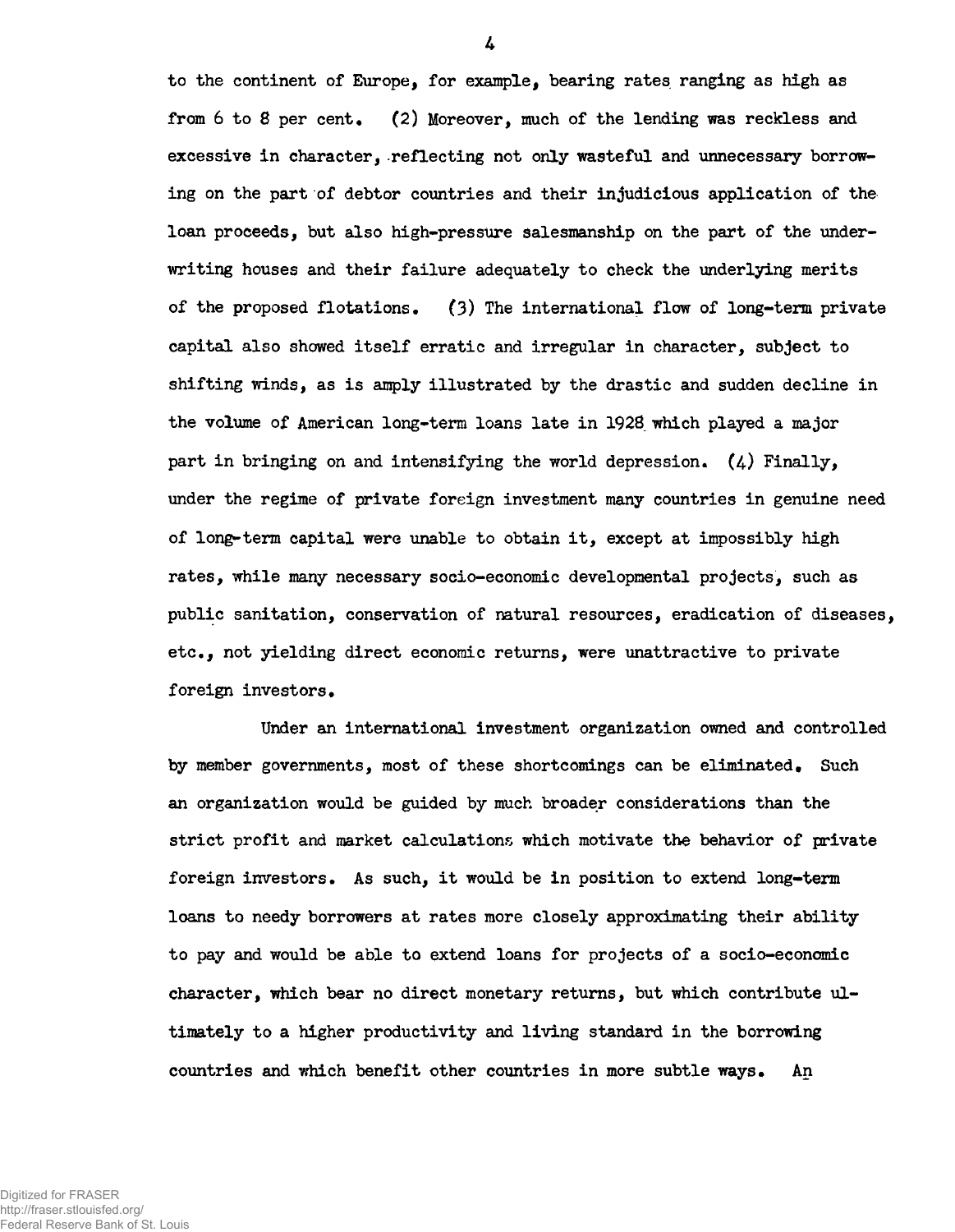to the continent of Europe, for example, bearing rates ranging as high as from 6 to 8 per cent. (2) Moreover, much of the lending was reckless and excessive in character, reflecting not only wasteful and unnecessary borrowing on the part of debtor countries and their injudicious application of the loan proceeds, but also high-pressure salesmanship on the part of the underwriting houses and their failure adequately to check the underlying merits of the proposed flotations. (3) The international flow of long-term private capital also showed itself erratic and irregular in character, subject to shifting winds, as is amply illustrated by the drastic and sudden decline in the volume of American long-term loans late in 1928 which played a major part in bringing on and intensifying the world depression. (4) Finally, under the regime of private foreign investment many countries in genuine need of long-term capital were unable to obtain it, except at impossibly high rates, while many necessary socio-economic developmental projects, such as public sanitation, conservation of natural resources, eradication of diseases, etc., not yielding direct economic returns, were unattractive to private foreign investors.

Under an international investment organization owned and controlled by member governments, most of these shortcomings can be eliminated. Such an organization would be guided by much broader considerations than the strict profit and market calculations which motivate the behavior of private foreign investors. As such, it would be in position to extend long-term loans to needy borrowers at rates more closely approximating their ability to pay and would be able to extend loans for projects of a socio-economic character, which bear no direct monetary returns, but which contribute ultimately to a higher productivity and living standard in the borrowing countries and which benefit other countries in more subtle ways. An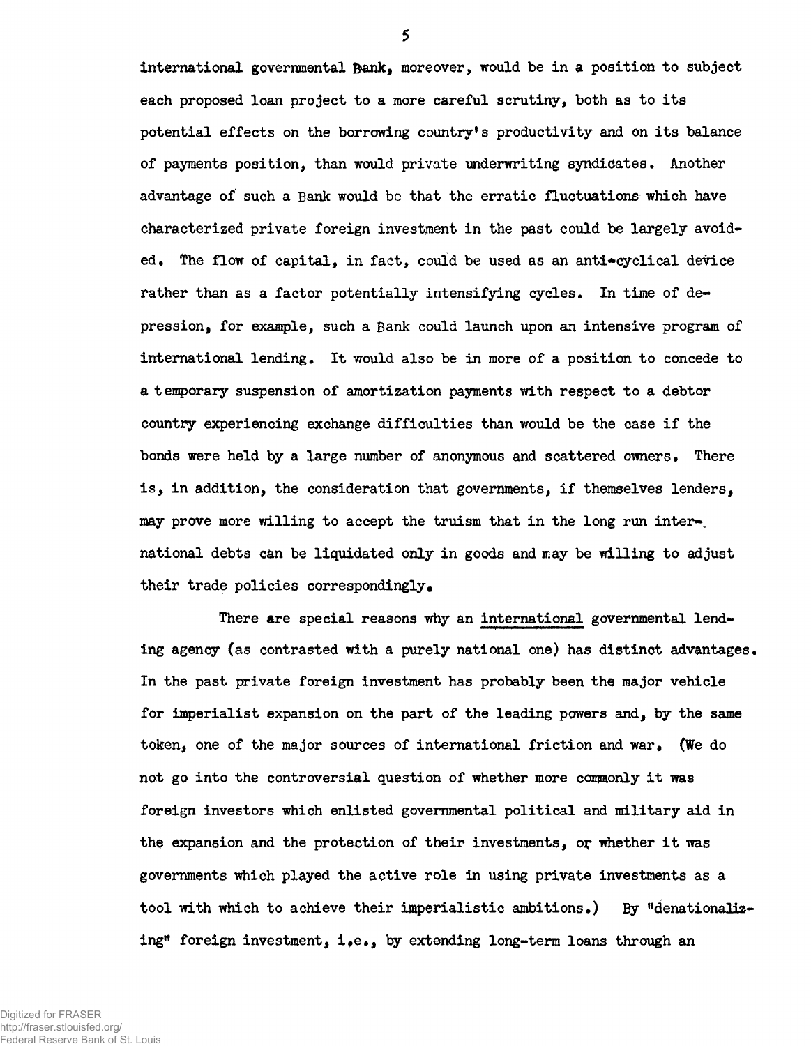international governmental Bank, moreover, would be in a position to subject each proposed loan project to a more careful scrutiny, both as to its potential effects on the borrowing country's productivity and on its balance of payments position, than would private underwriting syndicates. Another advantage of such a Bank would be that the erratic fluctuations which have characterized private foreign investment in the past could be largely avoided. The flow of capital, in fact, could be used as an anti-cyclical device rather than as a factor potentially intensifying cycles. In time of depression, for example, such a Bank could launch upon an intensive program of international lending. It would also be in more of a position to concede to a temporary suspension of amortization payments with respect to a debtor country experiencing exchange difficulties than would be the case if the bonds were held by a large number of anonymous and scattered owners. There is, in addition, the consideration that governments, if themselves lenders, may prove more willing to accept the truism that in the long run international debts can be liquidated only in goods and may be willing to adjust their trade policies correspondingly.

There are special reasons why an <u>international</u> governmental lending agency (as contrasted with a purely national one) has distinct advantages. In the past private foreign investment has probably been the major vehicle for imperialist expansion on the part of the leading powers and, by the same token, one of the major sources of international friction and war. (We do not go into the controversial question of whether more commonly it was foreign investors which enlisted governmental political and military aid in the expansion and the protection of their investments, or whether it was governments which played the active role in using private investments as a tool with which to achieve their imperialistic ambitions.) By "denationalizing" foreign investment, i.e., by extending long-term loans through an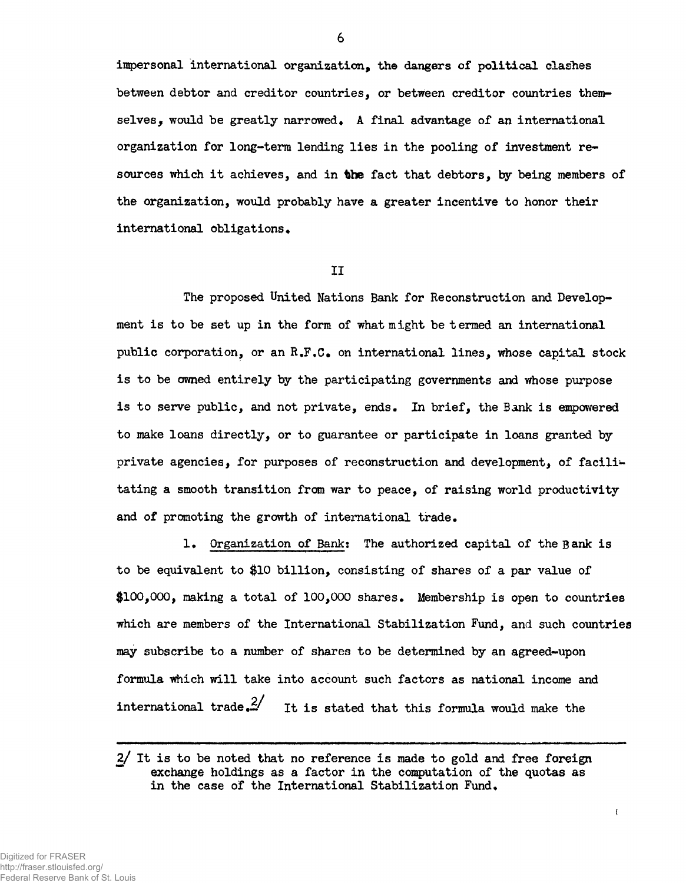impersonal international organization, the dangers of political clashes between debtor and creditor countries, or between creditor countries themselves, would be greatly narrowed. A final advantage of an international organization for long-term lending lies in the pooling of investment resources which it achieves, and in the fact that debtors, by being members of the organization, would probably have a greater incentive to honor their international obligations.

## II

The proposed United Nations Bank for Reconstruction and Development is to be set up in the form of what might be termed an international public corporation, or an R.F.C. on international lines, whose capital stock is to be owned entirely by the participating governments and whose purpose is to serve public, and not private, ends. In brief, the Bank is empowered to make loans directly, or to guarantee or participate in loans granted by private agencies, for purposes of reconstruction and development, of facilitating a smooth transition from war to peace, of raising world productivity and of promoting the growth of international trade.

1. Organization of Bank: The authorized capital of the Bank is to be equivalent to $10 billion, consisting of shares of a par value of $100,000, making a total of 100,000 shares. Membership is open to countries which are members of the International Stabilization Fund, and such countries may subscribe to a number of shares to be determined by an agreed-upon formula which will take into account such factors as national income and international trade.[2] It is stated that this formula would make the

---

[2] It is to be noted that no reference is made to gold and free foreign exchange holdings as a factor in the computation of the quotas as in the case of the International Stabilization Fund.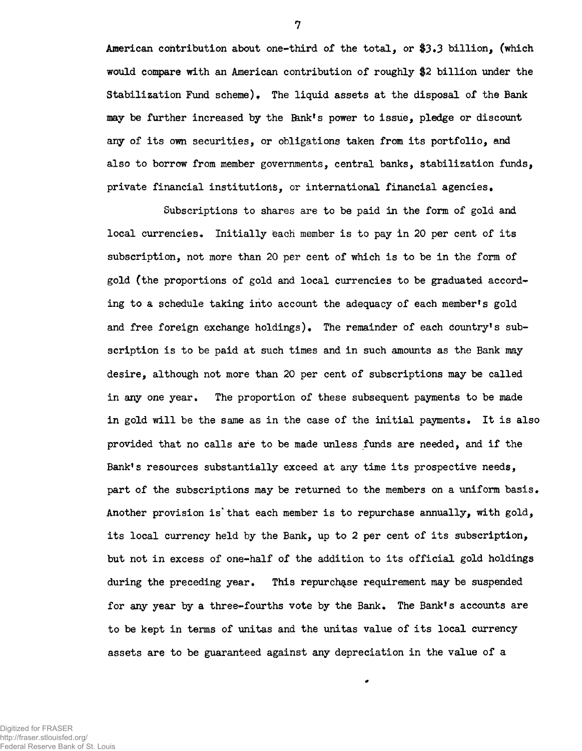American contribution about one-third of the total, or $3.3 billion, (which would compare with an American contribution of roughly $2 billion under the Stabilization Fund scheme). The liquid assets at the disposal of the Bank may be further increased by the Bank's power to issue, pledge or discount any of its own securities, or obligations taken from its portfolio, and also to borrow from member governments, central banks, stabilization funds, private financial institutions, or international financial agencies.

Subscriptions to shares are to be paid in the form of gold and local currencies. Initially each member is to pay in 20 per cent of its subscription, not more than 20 per cent of which is to be in the form of gold (the proportions of gold and local currencies to be graduated according to a schedule taking into account the adequacy of each member's gold and free foreign exchange holdings). The remainder of each country's subscription is to be paid at such times and in such amounts as the Bank may desire, although not more than 20 per cent of subscriptions may be called in any one year. The proportion of these subsequent payments to be made in gold will be the same as in the case of the initial payments. It is also provided that no calls are to be made unless funds are needed, and if the Bank's resources substantially exceed at any time its prospective needs, part of the subscriptions may be returned to the members on a uniform basis. Another provision is that each member is to repurchase annually, with gold, its local currency held by the Bank, up to 2 per cent of its subscription, but not in excess of one-half of the addition to its official gold holdings during the preceding year. This repurchase requirement may be suspended for any year by a three-fourths vote by the Bank. The Bank's accounts are to be kept in terms of unitas and the unitas value of its local currency assets are to be guaranteed against any depreciation in the value of a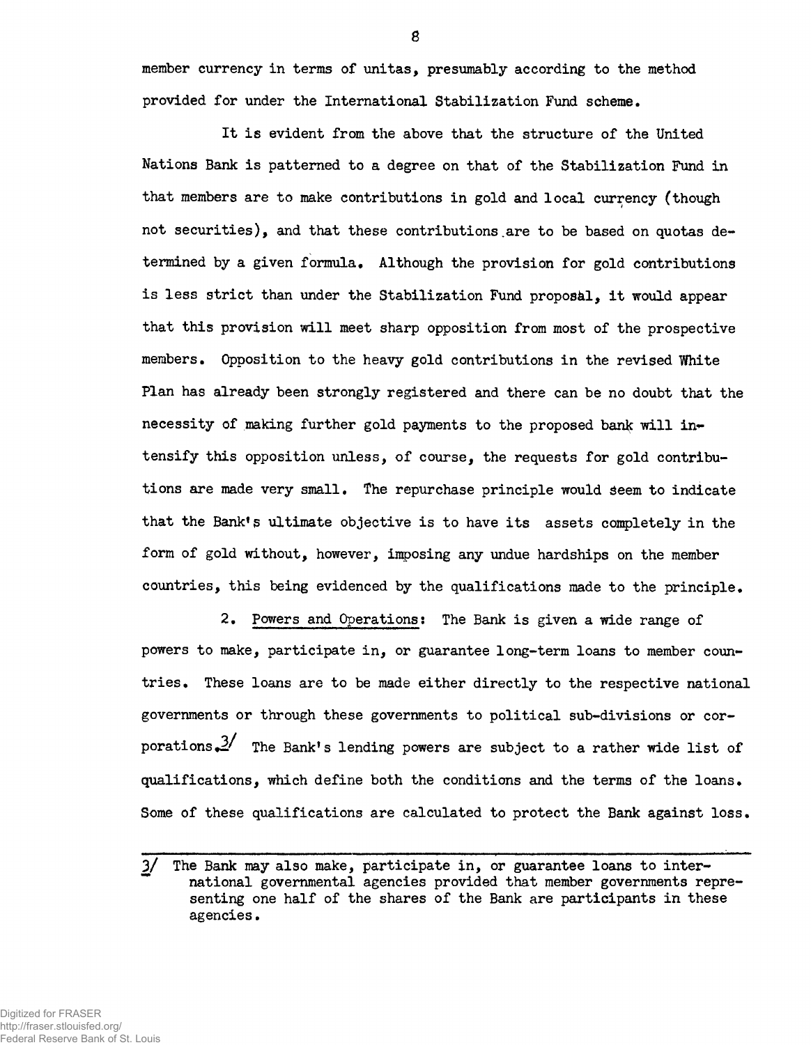member currency in terms of unitas, presumably according to the method provided for under the International Stabilization Fund scheme.

It is evident from the above that the structure of the United Nations Bank is patterned to a degree on that of the Stabilization Fund in that members are to make contributions in gold and local currency (though not securities), and that these contributions are to be based on quotas determined by a given formula. Although the provision for gold contributions is less strict than under the Stabilization Fund proposal, it would appear that this provision will meet sharp opposition from most of the prospective members. Opposition to the heavy gold contributions in the revised White Plan has already been strongly registered and there can be no doubt that the necessity of making further gold payments to the proposed bank will intensify this opposition unless, of course, the requests for gold contributions are made very small. The repurchase principle would seem to indicate that the Bank's ultimate objective is to have its assets completely in the form of gold without, however, imposing any undue hardships on the member countries, this being evidenced by the qualifications made to the principle.

2. Powers and Operations: The Bank is given a wide range of powers to make, participate in, or guarantee long-term loans to member countries. These loans are to be made either directly to the respective national governments or through these governments to political sub-divisions or corporations.[3] The Bank's lending powers are subject to a rather wide list of qualifications, which define both the conditions and the terms of the loans. Some of these qualifications are calculated to protect the Bank against loss.

---

3/ The Bank may also make, participate in, or guarantee loans to international governmental agencies provided that member governments representing one half of the shares of the Bank are participants in these agencies.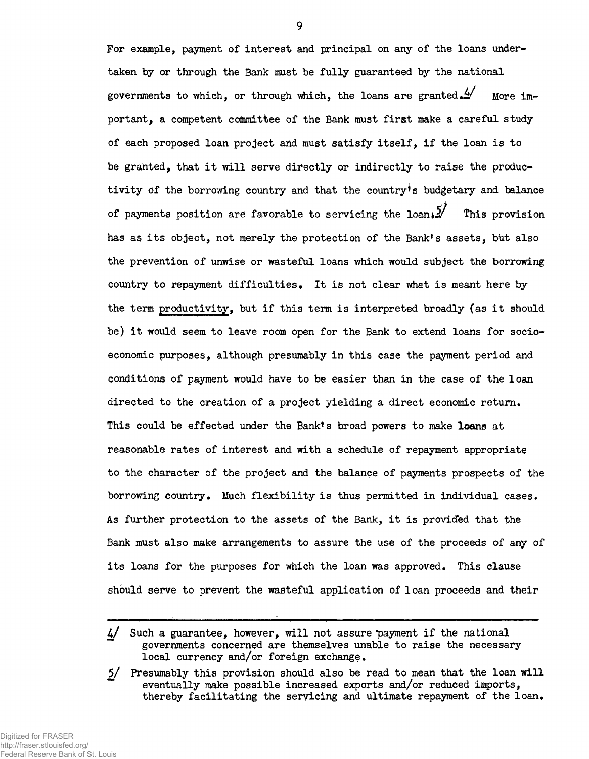For example, payment of interest and principal on any of the loans undertaken by or through the Bank must be fully guaranteed by the national governments to which, or through which, the loans are granted.[4] More important, a competent committee of the Bank must first make a careful study of each proposed loan project and must satisfy itself, if the loan is to be granted, that it will serve directly or indirectly to raise the productivity of the borrowing country and that the country's budgetary and balance of payments position are favorable to servicing the loan.[5] This provision has as its object, not merely the protection of the Bank's assets, but also the prevention of unwise or wasteful loans which would subject the borrowing country to repayment difficulties. It is not clear what is meant here by the term productivity, but if this term is interpreted broadly (as it should be) it would seem to leave room open for the Bank to extend loans for socio-economic purposes, although presumably in this case the payment period and conditions of payment would have to be easier than in the case of the loan directed to the creation of a project yielding a direct economic return. This could be effected under the Bank's broad powers to make **loans** at reasonable rates of interest and with a schedule of repayment appropriate to the character of the project and the balance of payments prospects of the borrowing country. Much flexibility is thus permitted in individual cases. As further protection to the assets of the Bank, it is provided that the Bank must also make arrangements to assure the use of the proceeds of any of its loans for the purposes for which the loan was approved. This clause should serve to prevent the wasteful application of loan proceeds and their

---

[4] Such a guarantee, however, will not assure payment if the national governments concerned are themselves unable to raise the necessary local currency and/or foreign exchange.

[5] Presumably this provision should also be read to mean that the loan will eventually make possible increased exports and/or reduced imports, thereby facilitating the servicing and ultimate repayment of the loan.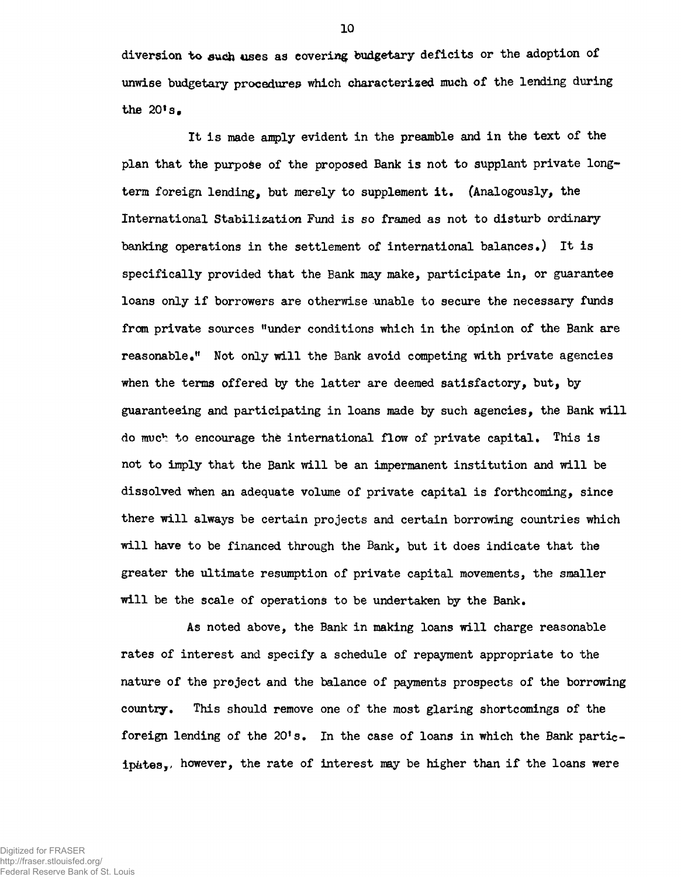diversion to such uses as covering budgetary deficits or the adoption of unwise budgetary procedures which characterized much of the lending during the 20's.

It is made amply evident in the preamble and in the text of the plan that the purpose of the proposed Bank is not to supplant private long-term foreign lending, but merely to supplement it. (Analogously, the International Stabilization Fund is so framed as not to disturb ordinary banking operations in the settlement of international balances.) It is specifically provided that the Bank may make, participate in, or guarantee loans only if borrowers are otherwise unable to secure the necessary funds from private sources "under conditions which in the opinion of the Bank are reasonable." Not only will the Bank avoid competing with private agencies when the terms offered by the latter are deemed satisfactory, but, by guaranteeing and participating in loans made by such agencies, the Bank will do much to encourage the international flow of private capital. This is not to imply that the Bank will be an impermanent institution and will be dissolved when an adequate volume of private capital is forthcoming, since there will always be certain projects and certain borrowing countries which will have to be financed through the Bank, but it does indicate that the greater the ultimate resumption of private capital movements, the smaller will be the scale of operations to be undertaken by the Bank.

As noted above, the Bank in making loans will charge reasonable rates of interest and specify a schedule of repayment appropriate to the nature of the project and the balance of payments prospects of the borrowing country. This should remove one of the most glaring shortcomings of the foreign lending of the 20's. In the case of loans in which the Bank participates, however, the rate of interest may be higher than if the loans were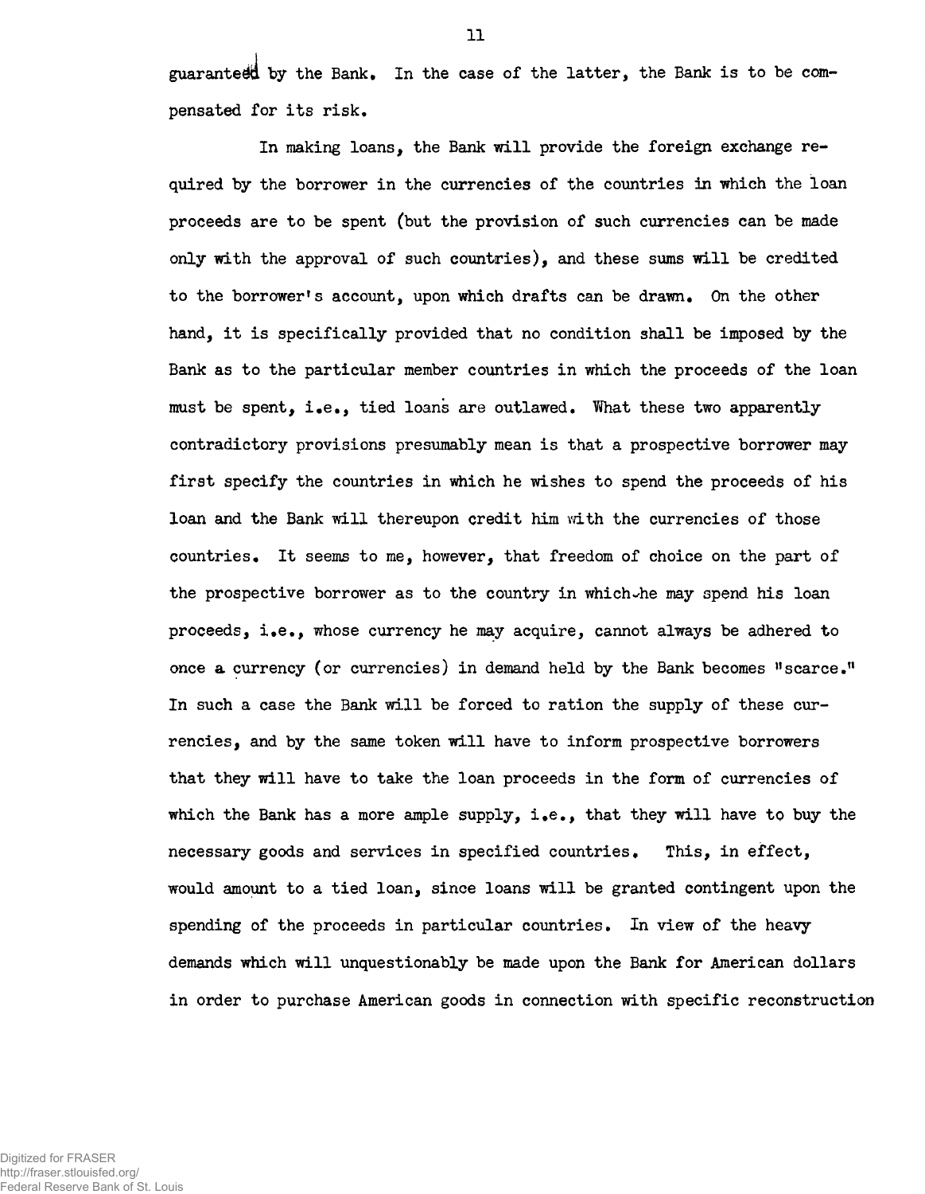guaranteed by the Bank. In the case of the latter, the Bank is to be compensated for its risk.

In making loans, the Bank will provide the foreign exchange required by the borrower in the currencies of the countries in which the loan proceeds are to be spent (but the provision of such currencies can be made only with the approval of such countries), and these sums will be credited to the borrower's account, upon which drafts can be drawn. On the other hand, it is specifically provided that no condition shall be imposed by the Bank as to the particular member countries in which the proceeds of the loan must be spent, i.e., tied loans are outlawed. What these two apparently contradictory provisions presumably mean is that a prospective borrower may first specify the countries in which he wishes to spend the proceeds of his loan and the Bank will thereupon credit him with the currencies of those countries. It seems to me, however, that freedom of choice on the part of the prospective borrower as to the country in which he may spend his loan proceeds, i.e., whose currency he may acquire, cannot always be adhered to once a currency (or currencies) in demand held by the Bank becomes "scarce." In such a case the Bank will be forced to ration the supply of these currencies, and by the same token will have to inform prospective borrowers that they will have to take the loan proceeds in the form of currencies of which the Bank has a more ample supply, i.e., that they will have to buy the necessary goods and services in specified countries. This, in effect, would amount to a tied loan, since loans will be granted contingent upon the spending of the proceeds in particular countries. In view of the heavy demands which will unquestionably be made upon the Bank for American dollars in order to purchase American goods in connection with specific reconstruction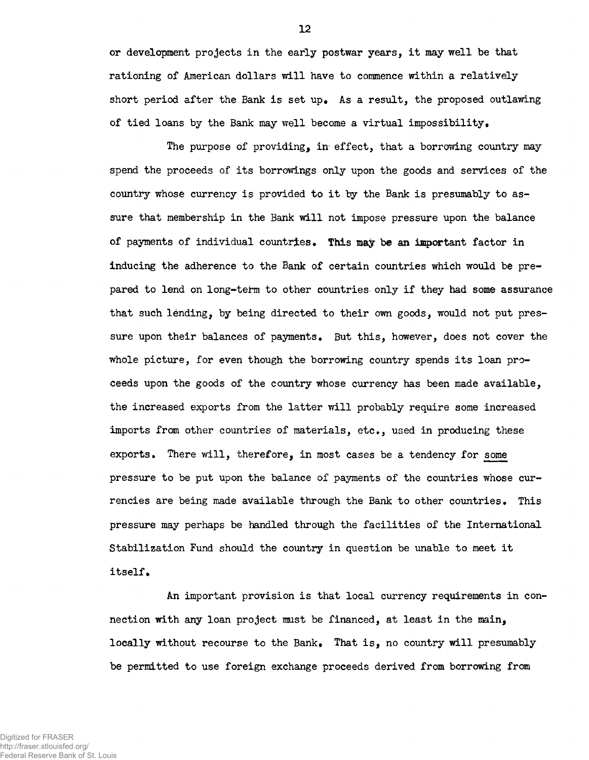or development projects in the early postwar years, it may well be that rationing of American dollars will have to commence within a relatively short period after the Bank is set up. As a result, the proposed outlawing of tied loans by the Bank may well become a virtual impossibility.

The purpose of providing, in effect, that a borrowing country may spend the proceeds of its borrowings only upon the goods and services of the country whose currency is provided to it by the Bank is presumably to assure that membership in the Bank will not impose pressure upon the balance of payments of individual countries. This may be an important factor in inducing the adherence to the Bank of certain countries which would be prepared to lend on long-term to other countries only if they had some assurance that such lending, by being directed to their own goods, would not put pressure upon their balances of payments. But this, however, does not cover the whole picture, for even though the borrowing country spends its loan proceeds upon the goods of the country whose currency has been made available, the increased exports from the latter will probably require some increased imports from other countries of materials, etc., used in producing these exports. There will, therefore, in most cases be a tendency for <u>some</u> pressure to be put upon the balance of payments of the countries whose currencies are being made available through the Bank to other countries. This pressure may perhaps be handled through the facilities of the International Stabilization Fund should the country in question be unable to meet it itself.

An important provision is that local currency requirements in connection with any loan project must be financed, at least in the main, locally without recourse to the Bank. That is, no country will presumably be permitted to use foreign exchange proceeds derived from borrowing from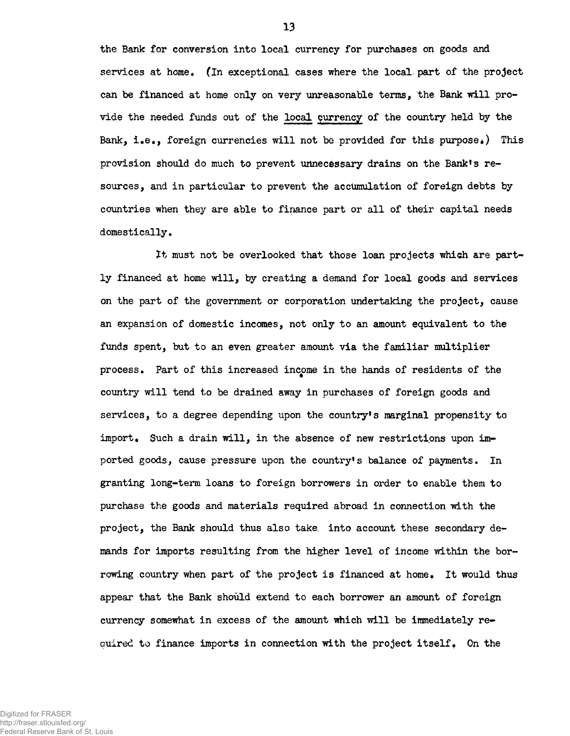the Bank for conversion into local currency for purchases on goods and services at home. (In exceptional cases where the local part of the project can be financed at home only on very unreasonable terms, the Bank will provide the needed funds out of the local currency of the country held by the Bank, i.e., foreign currencies will not be provided for this purpose.) This provision should do much to prevent unnecessary drains on the Bank's resources, and in particular to prevent the accumulation of foreign debts by countries when they are able to finance part or all of their capital needs domestically.

It must not be overlooked that those loan projects which are partly financed at home will, by creating a demand for local goods and services on the part of the government or corporation undertaking the project, cause an expansion of domestic incomes, not only to an amount equivalent to the funds spent, but to an even greater amount via the familiar multiplier process. Part of this increased income in the hands of residents of the country will tend to be drained away in purchases of foreign goods and services, to a degree depending upon the country's marginal propensity to import. Such a drain will, in the absence of new restrictions upon imported goods, cause pressure upon the country's balance of payments. In granting long-term loans to foreign borrowers in order to enable them to purchase the goods and materials required abroad in connection with the project, the Bank should thus also take into account these secondary demands for imports resulting from the higher level of income within the borrowing country when part of the project is financed at home. It would thus appear that the Bank should extend to each borrower an amount of foreign currency somewhat in excess of the amount which will be immediately required to finance imports in connection with the project itself. On the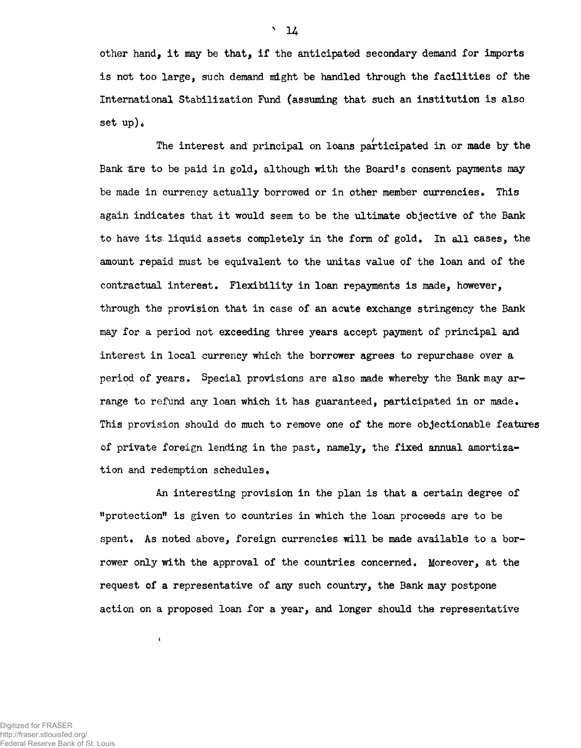other hand, it may be that, if the anticipated secondary demand for imports is not too large, such demand might be handled through the facilities of the International Stabilization Fund (assuming that such an institution is also set up).

The interest and principal on loans participated in or made by the Bank are to be paid in gold, although with the Board's consent payments may be made in currency actually borrowed or in other member currencies. This again indicates that it would seem to be the ultimate objective of the Bank to have its liquid assets completely in the form of gold. In all cases, the amount repaid must be equivalent to the unitas value of the loan and of the contractual interest. Flexibility in loan repayments is made, however, through the provision that in case of an acute exchange stringency the Bank may for a period not exceeding three years accept payment of principal and interest in local currency which the borrower agrees to repurchase over a period of years. Special provisions are also made whereby the Bank may arrange to refund any loan which it has guaranteed, participated in or made. This provision should do much to remove one of the more objectionable features of private foreign lending in the past, namely, the fixed annual amortization and redemption schedules.

An interesting provision in the plan is that a certain degree of "protection" is given to countries in which the loan proceeds are to be spent. As noted above, foreign currencies will be made available to a borrower only with the approval of the countries concerned. Moreover, at the request of a representative of any such country, the Bank may postpone action on a proposed loan for a year, and longer should the representative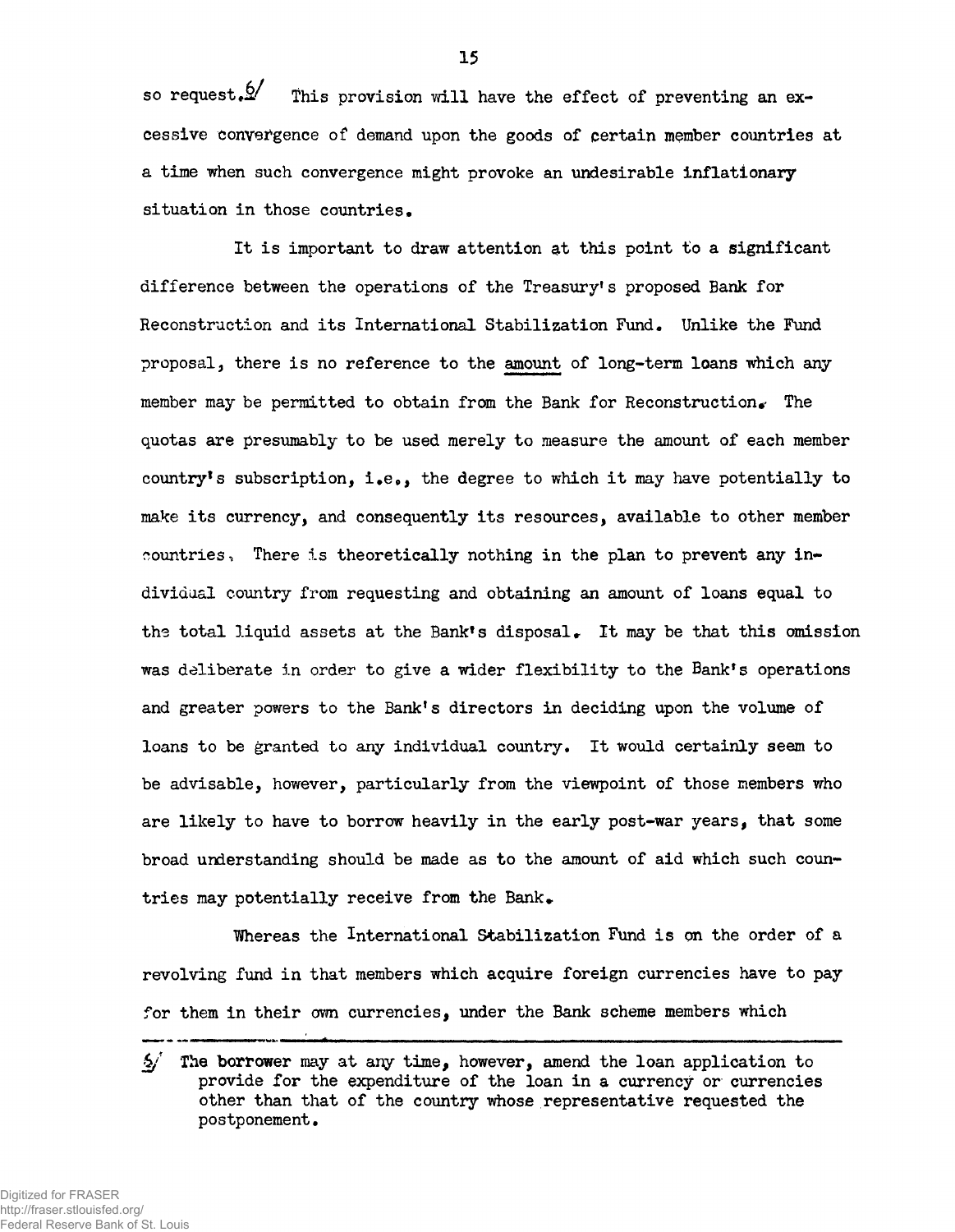so request.[6] This provision will have the effect of preventing an excessive convergence of demand upon the goods of certain member countries at a time when such convergence might provoke an undesirable inflationary situation in those countries.

It is important to draw attention at this point to a significant difference between the operations of the Treasury's proposed Bank for Reconstruction and its International Stabilization Fund. Unlike the Fund proposal, there is no reference to the <u>amount</u> of long-term loans which any member may be permitted to obtain from the Bank for Reconstruction. The quotas are presumably to be used merely to measure the amount of each member country's subscription, i.e., the degree to which it may have potentially to make its currency, and consequently its resources, available to other member countries. There is theoretically nothing in the plan to prevent any individual country from requesting and obtaining an amount of loans equal to the total liquid assets at the Bank's disposal. It may be that this omission was deliberate in order to give a wider flexibility to the Bank's operations and greater powers to the Bank's directors in deciding upon the volume of loans to be granted to any individual country. It would certainly seem to be advisable, however, particularly from the viewpoint of those members who are likely to have to borrow heavily in the early post-war years, that some broad understanding should be made as to the amount of aid which such countries may potentially receive from the Bank.

Whereas the International Stabilization Fund is on the order of a revolving fund in that members which acquire foreign currencies have to pay for them in their own currencies, under the Bank scheme members which

---

[6] The borrower may at any time, however, amend the loan application to provide for the expenditure of the loan in a currency or currencies other than that of the country whose representative requested the postponement.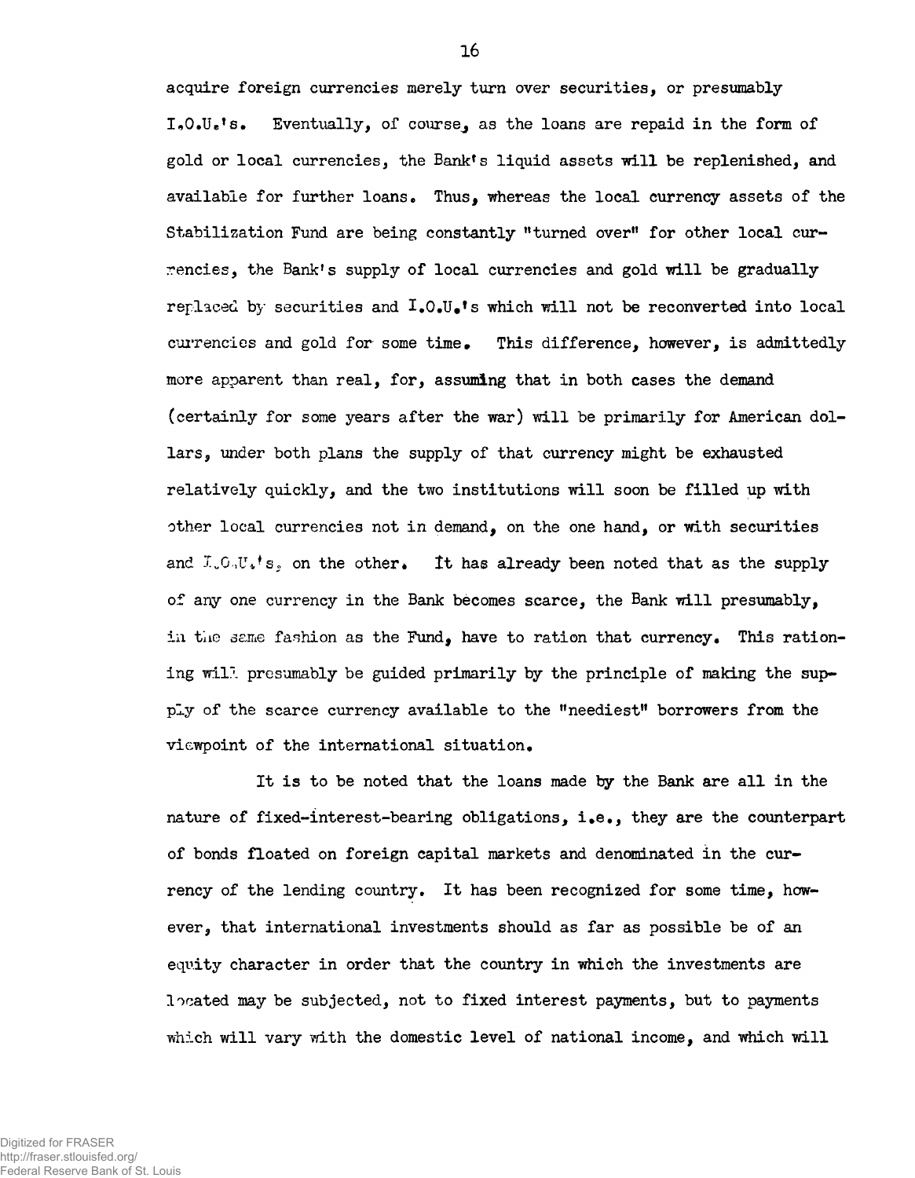acquire foreign currencies merely turn over securities, or presumably I.O.U.'s. Eventually, of course, as the loans are repaid in the form of gold or local currencies, the Bank's liquid assets will be replenished, and available for further loans. Thus, whereas the local currency assets of the Stabilization Fund are being constantly "turned over" for other local currencies, the Bank's supply of local currencies and gold will be gradually replaced by securities and I.O.U.'s which will not be reconverted into local currencies and gold for some time. This difference, however, is admittedly more apparent than real, for, assuming that in both cases the demand (certainly for some years after the war) will be primarily for American dollars, under both plans the supply of that currency might be exhausted relatively quickly, and the two institutions will soon be filled up with other local currencies not in demand, on the one hand, or with securities and I.O.U.'s, on the other. It has already been noted that as the supply of any one currency in the Bank becomes scarce, the Bank will presumably, in the same fashion as the Fund, have to ration that currency. This rationing will presumably be guided primarily by the principle of making the supply of the scarce currency available to the "neediest" borrowers from the viewpoint of the international situation.

It is to be noted that the loans made by the Bank are all in the nature of fixed-interest-bearing obligations, i.e., they are the counterpart of bonds floated on foreign capital markets and denominated in the currency of the lending country. It has been recognized for some time, however, that international investments should as far as possible be of an equity character in order that the country in which the investments are located may be subjected, not to fixed interest payments, but to payments which will vary with the domestic level of national income, and which will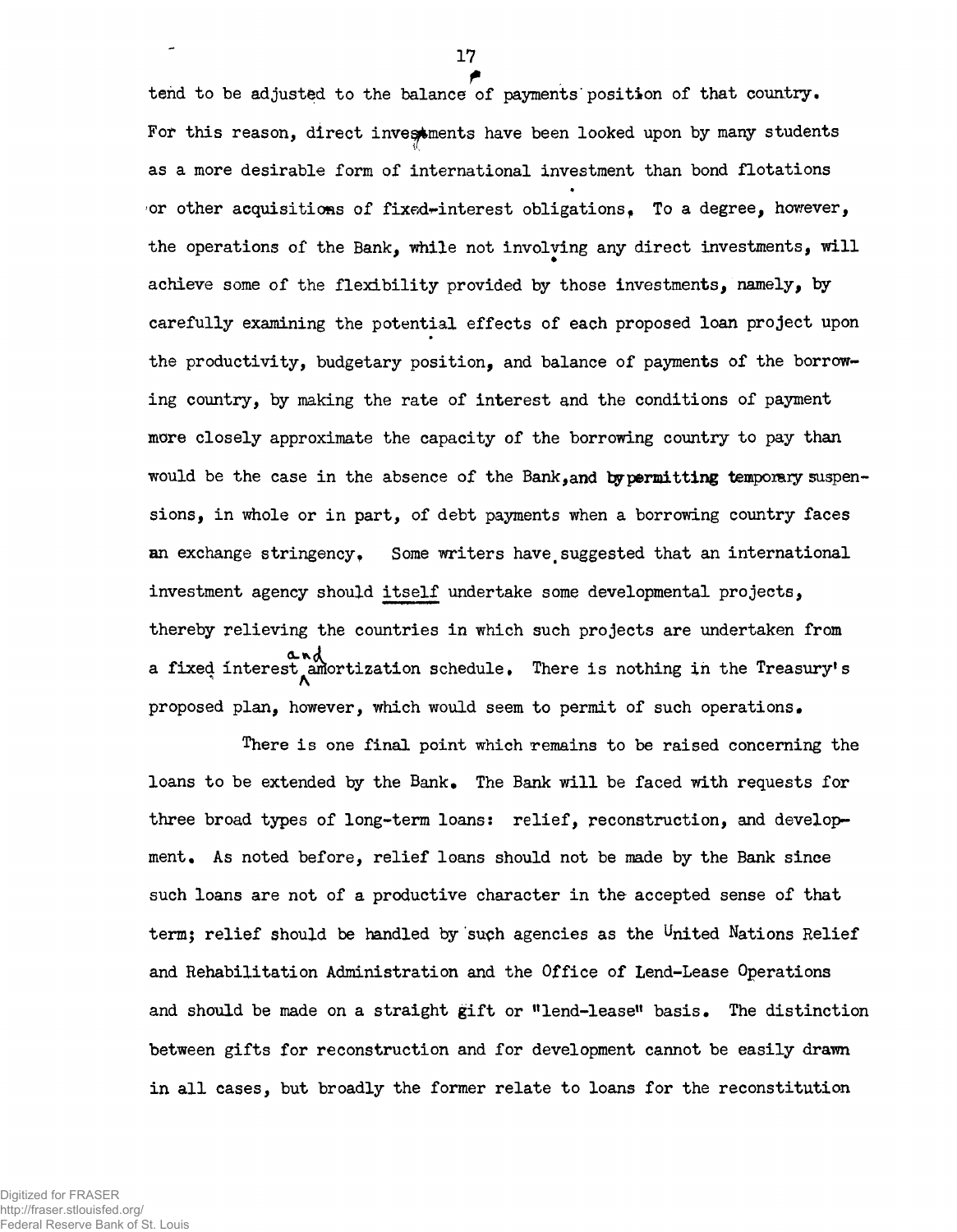tend to be adjusted to the balance of payments position of that country. For this reason, direct investments have been looked upon by many students as a more desirable form of international investment than bond flotations or other acquisitions of fixed-interest obligations. To a degree, however, the operations of the Bank, while not involving any direct investments, will achieve some of the flexibility provided by those investments, namely, by carefully examining the potential effects of each proposed loan project upon the productivity, budgetary position, and balance of payments of the borrowing country, by making the rate of interest and the conditions of payment more closely approximate the capacity of the borrowing country to pay than would be the case in the absence of the Bank, and by permitting temporary suspensions, in whole or in part, of debt payments when a borrowing country faces an exchange stringency. Some writers have suggested that an international investment agency should _itself_ undertake some developmental projects, thereby relieving the countries in which such projects are undertaken from a fixed interest and amortization schedule. There is nothing in the Treasury's proposed plan, however, which would seem to permit of such operations.

There is one final point which remains to be raised concerning the loans to be extended by the Bank. The Bank will be faced with requests for three broad types of long-term loans: relief, reconstruction, and development. As noted before, relief loans should not be made by the Bank since such loans are not of a productive character in the accepted sense of that term; relief should be handled by such agencies as the United Nations Relief and Rehabilitation Administration and the Office of Lend-Lease Operations and should be made on a straight gift or "lend-lease" basis. The distinction between gifts for reconstruction and for development cannot be easily drawn in all cases, but broadly the former relate to loans for the reconstitution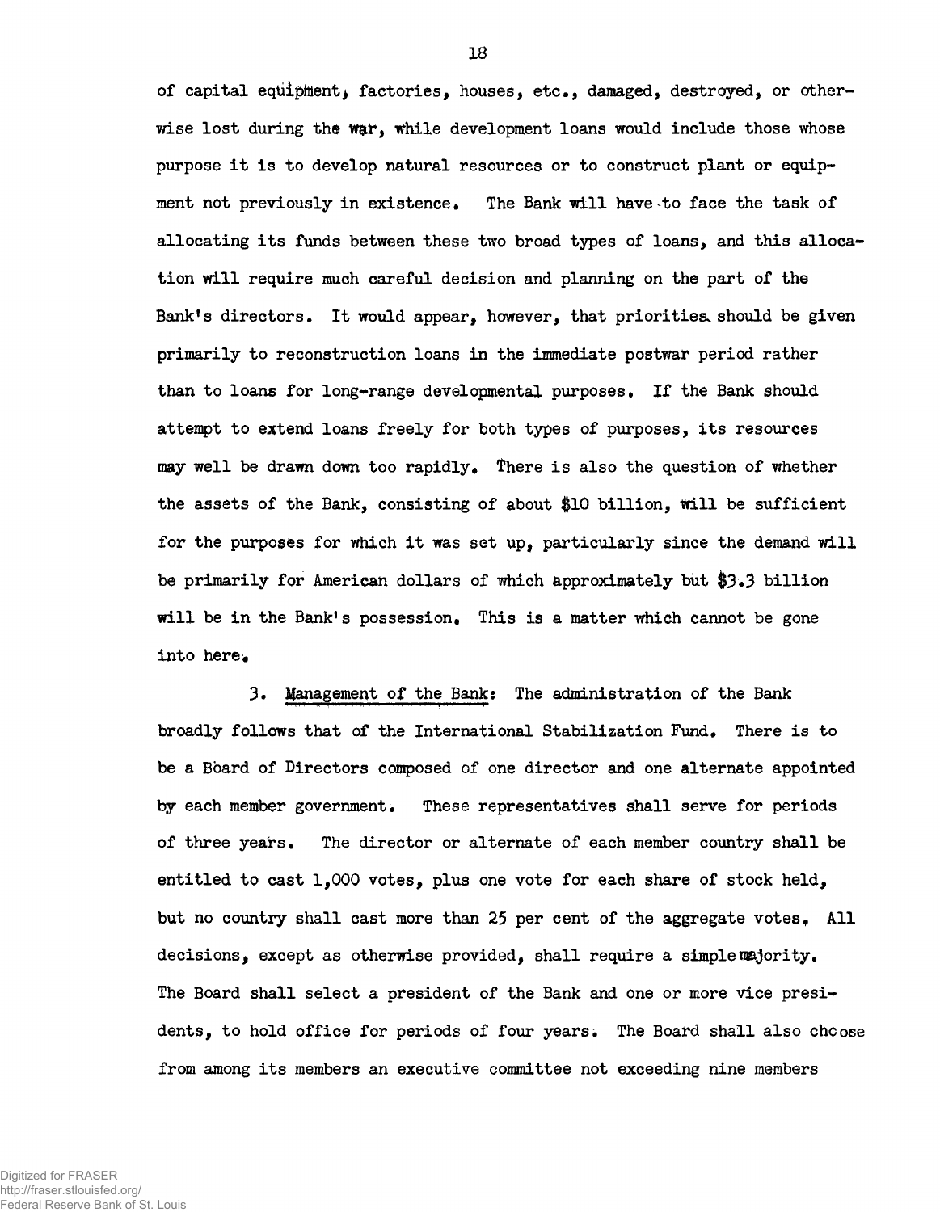of capital equipment, factories, houses, etc., damaged, destroyed, or otherwise lost during the war, while development loans would include those whose purpose it is to develop natural resources or to construct plant or equipment not previously in existence. The Bank will have to face the task of allocating its funds between these two broad types of loans, and this allocation will require much careful decision and planning on the part of the Bank's directors. It would appear, however, that priorities should be given primarily to reconstruction loans in the immediate postwar period rather than to loans for long-range developmental purposes. If the Bank should attempt to extend loans freely for both types of purposes, its resources may well be drawn down too rapidly. There is also the question of whether the assets of the Bank, consisting of about $10 billion, will be sufficient for the purposes for which it was set up, particularly since the demand will be primarily for American dollars of which approximately but $3.3 billion will be in the Bank's possession. This is a matter which cannot be gone into here.

3. Management of the Bank: The administration of the Bank broadly follows that of the International Stabilization Fund. There is to be a Board of Directors composed of one director and one alternate appointed by each member government. These representatives shall serve for periods of three years. The director or alternate of each member country shall be entitled to cast 1,000 votes, plus one vote for each share of stock held, but no country shall cast more than 25 per cent of the aggregate votes. All decisions, except as otherwise provided, shall require a simple majority. The Board shall select a president of the Bank and one or more vice presidents, to hold office for periods of four years. The Board shall also choose from among its members an executive committee not exceeding nine members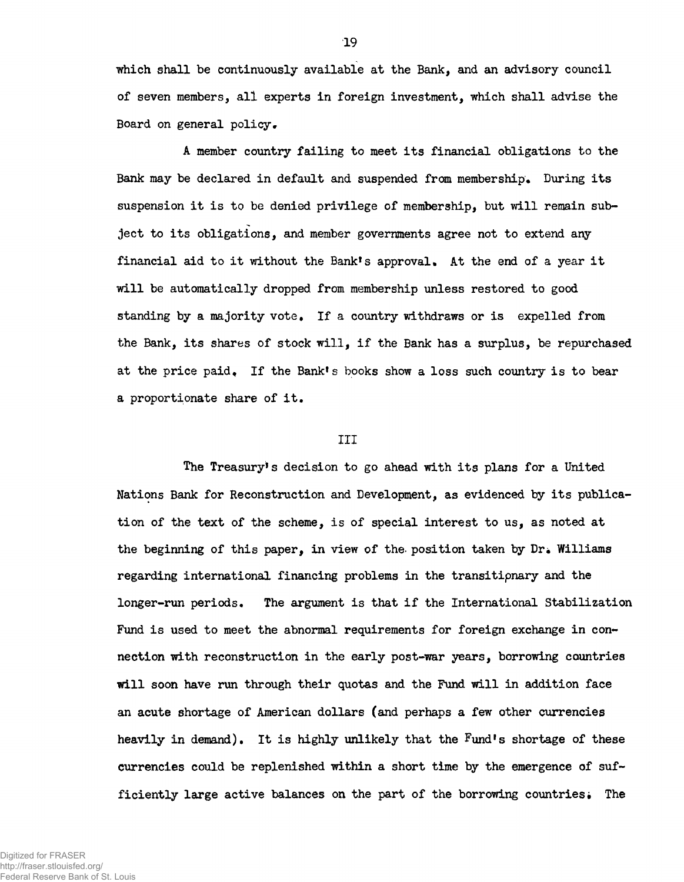which shall be continuously available at the Bank, and an advisory council of seven members, all experts in foreign investment, which shall advise the Board on general policy.

A member country failing to meet its financial obligations to the Bank may be declared in default and suspended from membership. During its suspension it is to be denied privilege of membership, but will remain subject to its obligations, and member governments agree not to extend any financial aid to it without the Bank's approval. At the end of a year it will be automatically dropped from membership unless restored to good standing by a majority vote. If a country withdraws or is expelled from the Bank, its shares of stock will, if the Bank has a surplus, be repurchased at the price paid. If the Bank's books show a loss such country is to bear a proportionate share of it.

## III

The Treasury's decision to go ahead with its plans for a United Nations Bank for Reconstruction and Development, as evidenced by its publication of the text of the scheme, is of special interest to us, as noted at the beginning of this paper, in view of the position taken by Dr. Williams regarding international financing problems in the transitionary and the longer-run periods. The argument is that if the International Stabilization Fund is used to meet the abnormal requirements for foreign exchange in connection with reconstruction in the early post-war years, borrowing countries will soon have run through their quotas and the Fund will in addition face an acute shortage of American dollars (and perhaps a few other currencies heavily in demand). It is highly unlikely that the Fund's shortage of these currencies could be replenished within a short time by the emergence of sufficiently large active balances on the part of the borrowing countries. The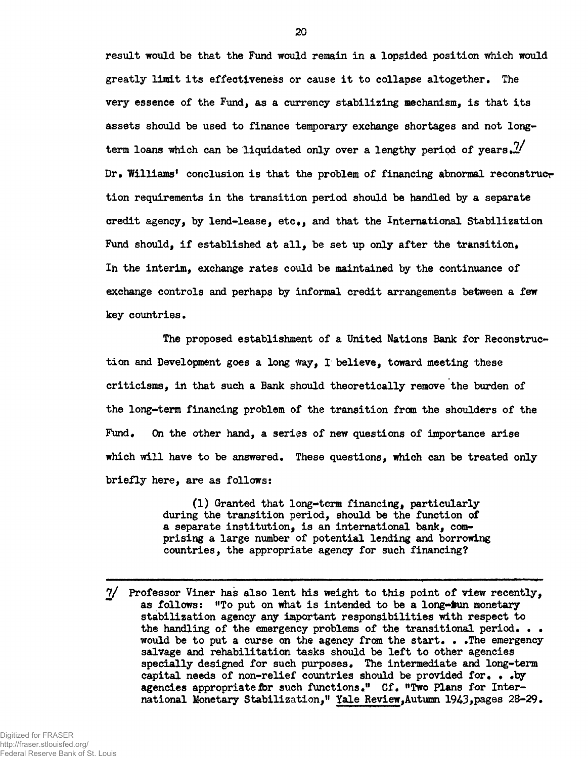result would be that the Fund would remain in a lopsided position which would greatly limit its effectiveness or cause it to collapse altogether. The very essence of the Fund, as a currency stabilizing mechanism, is that its assets should be used to finance temporary exchange shortages and not long-term loans which can be liquidated only over a lengthy period of years.[7] Dr. Williams' conclusion is that the problem of financing abnormal reconstruction requirements in the transition period should be handled by a separate credit agency, by lend-lease, etc., and that the International Stabilization Fund should, if established at all, be set up only after the transition. In the interim, exchange rates could be maintained by the continuance of exchange controls and perhaps by informal credit arrangements between a few key countries.

The proposed establishment of a United Nations Bank for Reconstruction and Development goes a long way, I believe, toward meeting these criticisms, in that such a Bank should theoretically remove the burden of the long-term financing problem of the transition from the shoulders of the Fund. On the other hand, a series of new questions of importance arise which will have to be answered. These questions, which can be treated only briefly here, are as follows:

> (1) Granted that long-term financing, particularly during the transition period, should be the function of a separate institution, is an international bank, comprising a large number of potential lending and borrowing countries, the appropriate agency for such financing?

---

7/ Professor Viner has also lent his weight to this point of view recently, as follows: "To put on what is intended to be a long-run monetary stabilization agency any important responsibilities with respect to the handling of the emergency problems of the transitional period. . . would be to put a curse on the agency from the start. . .The emergency salvage and rehabilitation tasks should be left to other agencies specially designed for such purposes. The intermediate and long-term capital needs of non-relief countries should be provided for. . .by agencies appropriate for such functions." Cf. "Two Plans for International Monetary Stabilization," Yale Review, Autumn 1943, pages 28-29.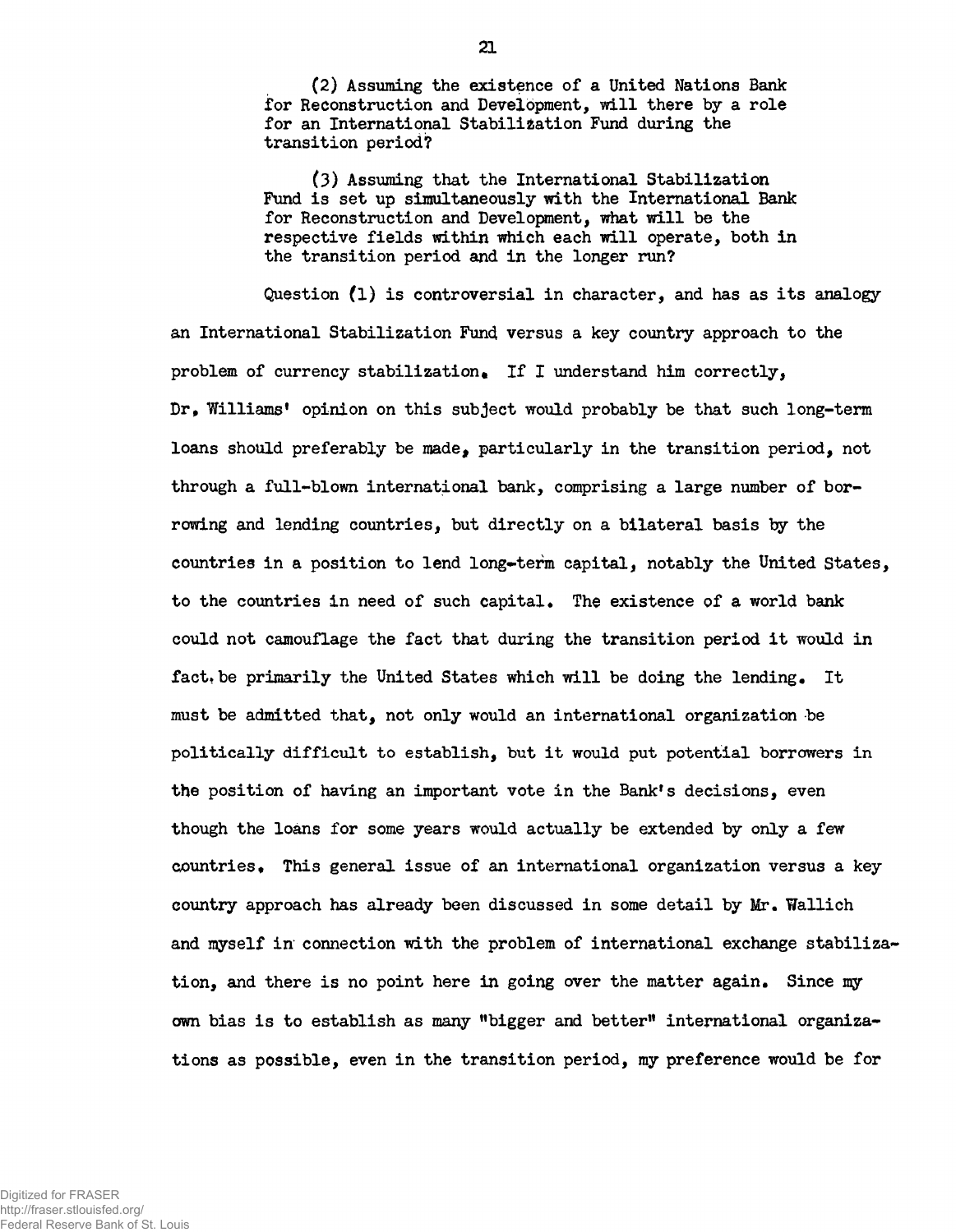(2) Assuming the existence of a United Nations Bank for Reconstruction and Development, will there by a role for an International Stabilization Fund during the transition period?

(3) Assuming that the International Stabilization Fund is set up simultaneously with the International Bank for Reconstruction and Development, what will be the respective fields within which each will operate, both in the transition period and in the longer run?

Question (1) is controversial in character, and has as its analogy an International Stabilization Fund versus a key country approach to the problem of currency stabilization. If I understand him correctly, Dr. Williams' opinion on this subject would probably be that such long-term loans should preferably be made, particularly in the transition period, not through a full-blown international bank, comprising a large number of borrowing and lending countries, but directly on a bilateral basis by the countries in a position to lend long-term capital, notably the United States, to the countries in need of such capital. The existence of a world bank could not camouflage the fact that during the transition period it would in fact be primarily the United States which will be doing the lending. It must be admitted that, not only would an international organization be politically difficult to establish, but it would put potential borrowers in the position of having an important vote in the Bank's decisions, even though the loans for some years would actually be extended by only a few countries. This general issue of an international organization versus a key country approach has already been discussed in some detail by Mr. Wallich and myself in connection with the problem of international exchange stabilization, and there is no point here in going over the matter again. Since my own bias is to establish as many "bigger and better" international organizations as possible, even in the transition period, my preference would be for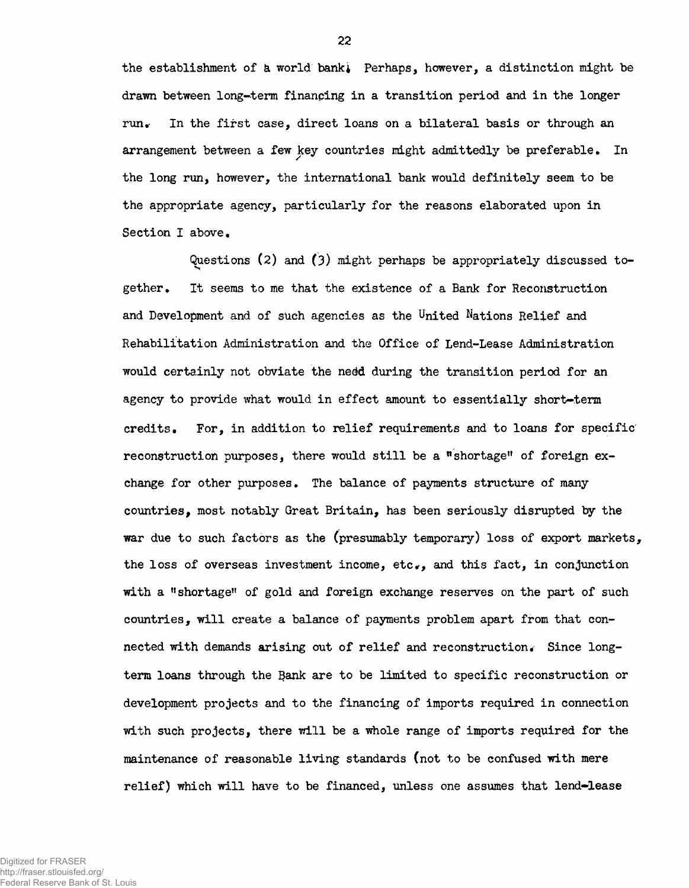the establishment of a world bank. Perhaps, however, a distinction might be drawn between long-term financing in a transition period and in the longer run. In the first case, direct loans on a bilateral basis or through an arrangement between a few key countries might admittedly be preferable. In the long run, however, the international bank would definitely seem to be the appropriate agency, particularly for the reasons elaborated upon in Section I above.

Questions (2) and (3) might perhaps be appropriately discussed together. It seems to me that the existence of a Bank for Reconstruction and Development and of such agencies as the United Nations Relief and Rehabilitation Administration and the Office of Lend-Lease Administration would certainly not obviate the need during the transition period for an agency to provide what would in effect amount to essentially short-term credits. For, in addition to relief requirements and to loans for specific reconstruction purposes, there would still be a "shortage" of foreign exchange for other purposes. The balance of payments structure of many countries, most notably Great Britain, has been seriously disrupted by the war due to such factors as the (presumably temporary) loss of export markets, the loss of overseas investment income, etc., and this fact, in conjunction with a "shortage" of gold and foreign exchange reserves on the part of such countries, will create a balance of payments problem apart from that connected with demands arising out of relief and reconstruction. Since long-term loans through the Bank are to be limited to specific reconstruction or development projects and to the financing of imports required in connection with such projects, there will be a whole range of imports required for the maintenance of reasonable living standards (not to be confused with mere relief) which will have to be financed, unless one assumes that lend-lease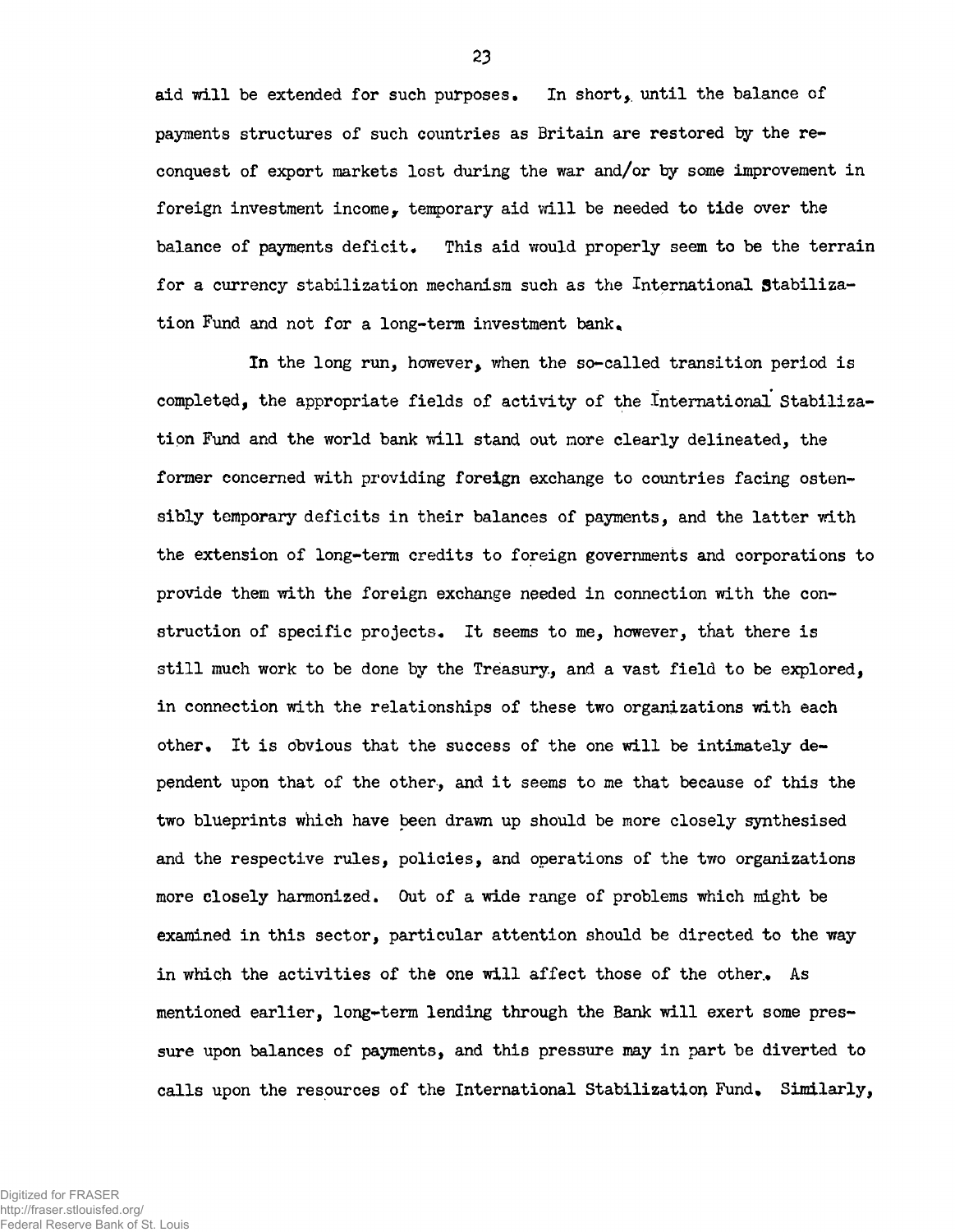aid will be extended for such purposes. In short, until the balance of payments structures of such countries as Britain are restored by the reconquest of export markets lost during the war and/or by some improvement in foreign investment income, temporary aid will be needed to tide over the balance of payments deficit. This aid would properly seem to be the terrain for a currency stabilization mechanism such as the International Stabilization Fund and not for a long-term investment bank.

In the long run, however, when the so-called transition period is completed, the appropriate fields of activity of the International Stabilization Fund and the world bank will stand out more clearly delineated, the former concerned with providing foreign exchange to countries facing ostensibly temporary deficits in their balances of payments, and the latter with the extension of long-term credits to foreign governments and corporations to provide them with the foreign exchange needed in connection with the construction of specific projects. It seems to me, however, that there is still much work to be done by the Treasury, and a vast field to be explored, in connection with the relationships of these two organizations with each other. It is obvious that the success of the one will be intimately dependent upon that of the other, and it seems to me that because of this the two blueprints which have been drawn up should be more closely synthesised and the respective rules, policies, and operations of the two organizations more closely harmonized. Out of a wide range of problems which might be examined in this sector, particular attention should be directed to the way in which the activities of the one will affect those of the other. As mentioned earlier, long-term lending through the Bank will exert some pressure upon balances of payments, and this pressure may in part be diverted to calls upon the resources of the International Stabilization Fund. Similarly,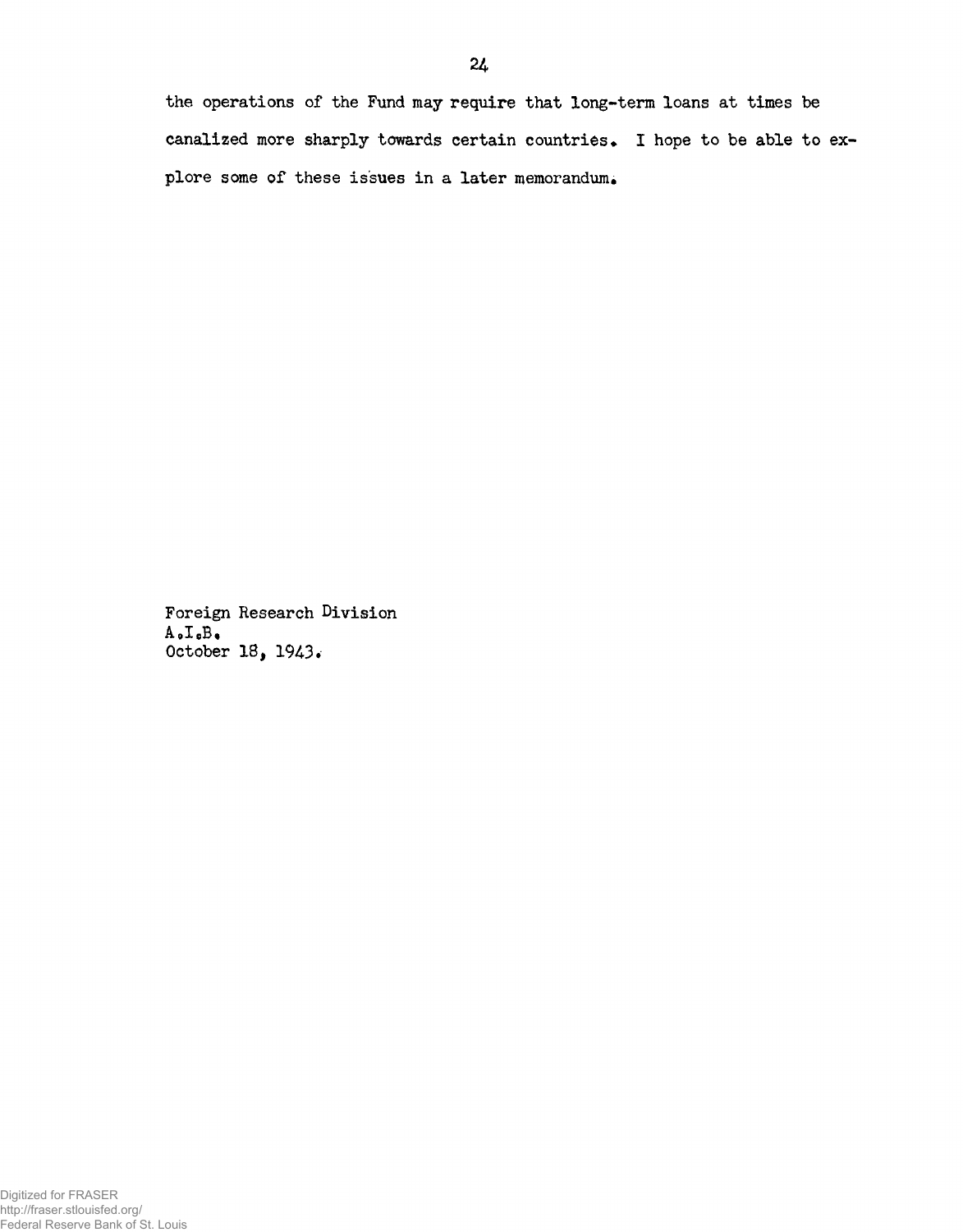the operations of the Fund may require that long-term loans at times be canalized more sharply towards certain countries. I hope to be able to explore some of these issues in a later memorandum.

Foreign Research Division
A.I.B.
October 18, 1943.